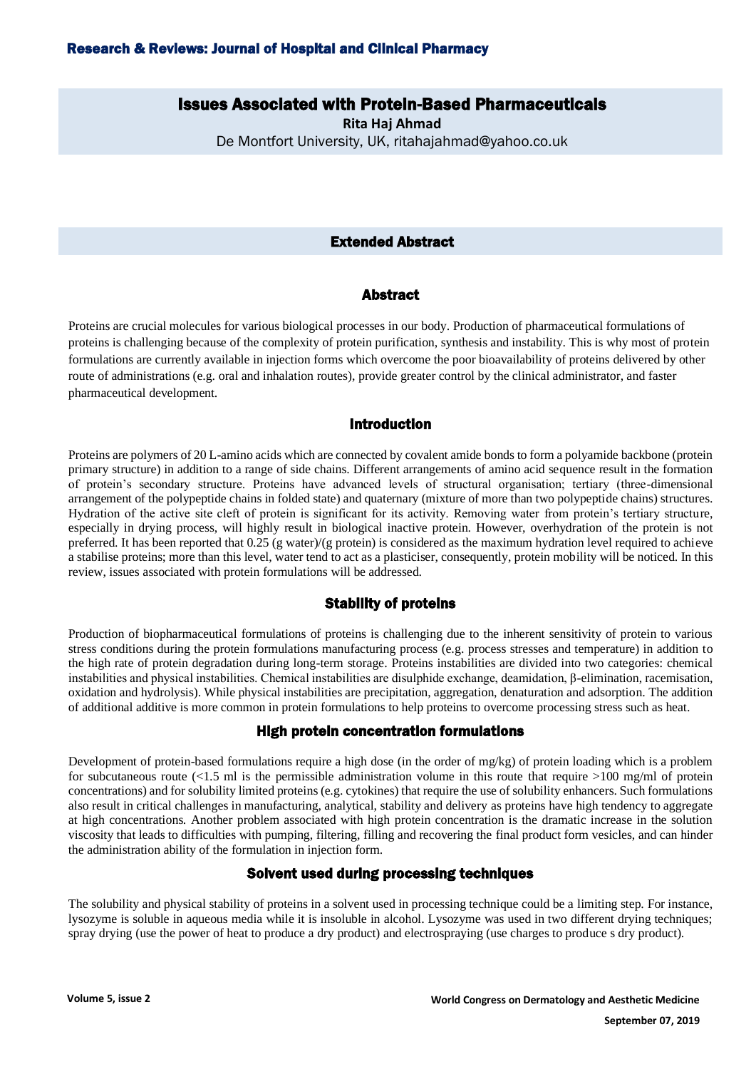# Issues Associated with Protein-Based Pharmaceuticals

**Rita Haj Ahmad**

De Montfort University, UK, ritahajahmad@yahoo.co.uk

## Extended Abstract

### Abstract

Proteins are crucial molecules for various biological processes in our body. Production of pharmaceutical formulations of proteins is challenging because of the complexity of protein purification, synthesis and instability. This is why most of protein formulations are currently available in injection forms which overcome the poor bioavailability of proteins delivered by other route of administrations (e.g. oral and inhalation routes), provide greater control by the clinical administrator, and faster pharmaceutical development.

### Introduction

Proteins are polymers of 20 L-amino acids which are connected by covalent amide bonds to form a polyamide backbone (protein primary structure) in addition to a range of side chains. Different arrangements of amino acid sequence result in the formation of protein's secondary structure. Proteins have advanced levels of structural organisation; tertiary (three-dimensional arrangement of the polypeptide chains in folded state) and quaternary (mixture of more than two polypeptide chains) structures. Hydration of the active site cleft of protein is significant for its activity. Removing water from protein's tertiary structure, especially in drying process, will highly result in biological inactive protein. However, overhydration of the protein is not preferred. It has been reported that 0.25 (g water)/(g protein) is considered as the maximum hydration level required to achieve a stabilise proteins; more than this level, water tend to act as a plasticiser, consequently, protein mobility will be noticed. In this review, issues associated with protein formulations will be addressed.

### Stability of proteins

Production of biopharmaceutical formulations of proteins is challenging due to the inherent sensitivity of protein to various stress conditions during the protein formulations manufacturing process (e.g. process stresses and temperature) in addition to the high rate of protein degradation during long-term storage. Proteins instabilities are divided into two categories: chemical instabilities and physical instabilities. Chemical instabilities are disulphide exchange, deamidation, β-elimination, racemisation, oxidation and hydrolysis). While physical instabilities are precipitation, aggregation, denaturation and adsorption. The addition of additional additive is more common in protein formulations to help proteins to overcome processing stress such as heat.

### High protein concentration formulations

Development of protein-based formulations require a high dose (in the order of mg/kg) of protein loading which is a problem for subcutaneous route (<1.5 ml is the permissible administration volume in this route that require >100 mg/ml of protein concentrations) and for solubility limited proteins (e.g. cytokines) that require the use of solubility enhancers. Such formulations also result in critical challenges in manufacturing, analytical, stability and delivery as proteins have high tendency to aggregate at high concentrations. Another problem associated with high protein concentration is the dramatic increase in the solution viscosity that leads to difficulties with pumping, filtering, filling and recovering the final product form vesicles, and can hinder the administration ability of the formulation in injection form.

### Solvent used during processing techniques

The solubility and physical stability of proteins in a solvent used in processing technique could be a limiting step. For instance, lysozyme is soluble in aqueous media while it is insoluble in alcohol. Lysozyme was used in two different drying techniques; spray drying (use the power of heat to produce a dry product) and electrospraying (use charges to produce s dry product).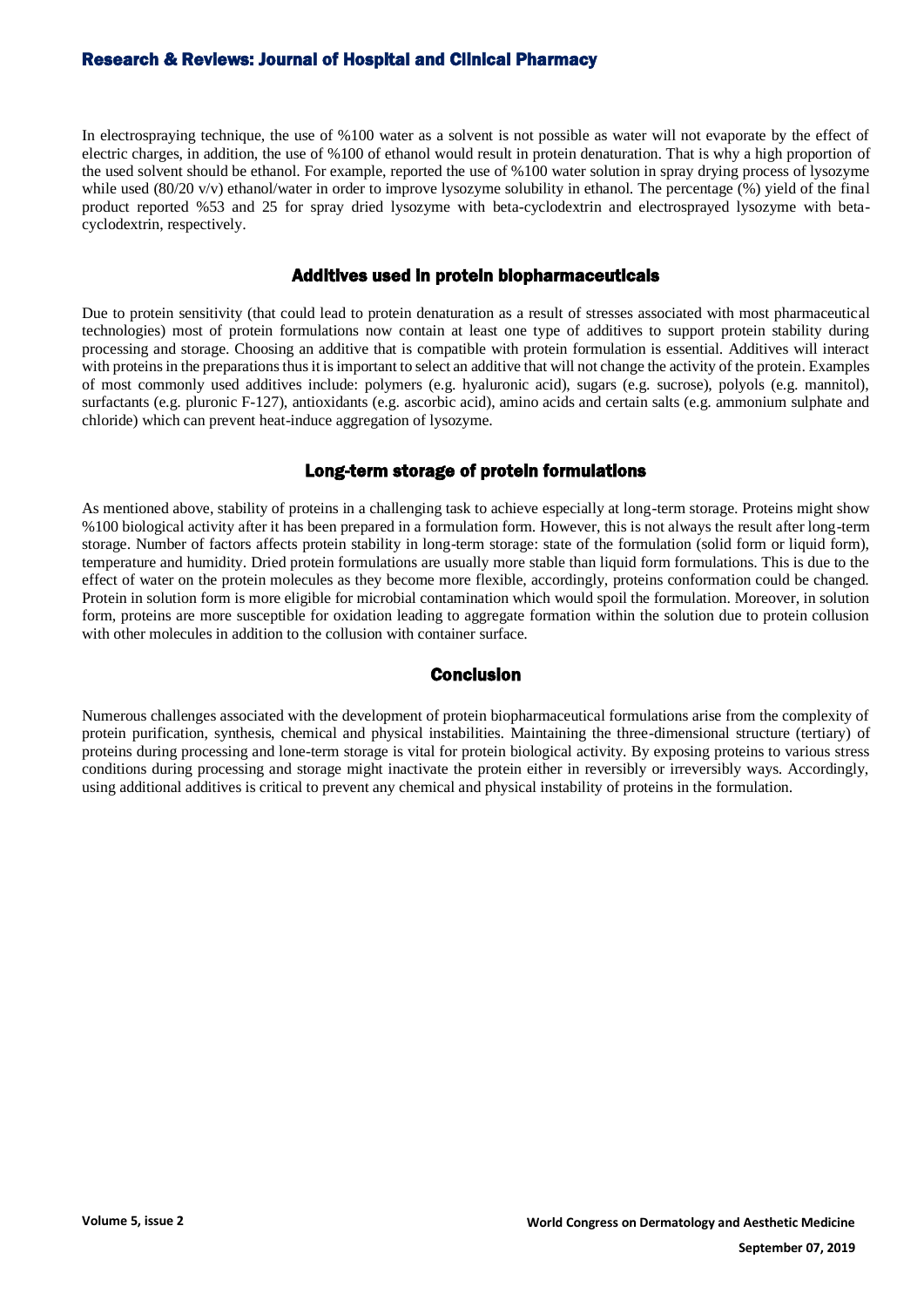In electrospraying technique, the use of %100 water as a solvent is not possible as water will not evaporate by the effect of electric charges, in addition, the use of %100 of ethanol would result in protein denaturation. That is why a high proportion of the used solvent should be ethanol. For example, reported the use of %100 water solution in spray drying process of lysozyme while used (80/20 v/v) ethanol/water in order to improve lysozyme solubility in ethanol. The percentage (%) yield of the final product reported %53 and 25 for spray dried lysozyme with beta-cyclodextrin and electrosprayed lysozyme with beta-cyclodextrin, respectively.

## Additives used in protein biopharmaceuticals

Due to protein sensitivity (that could lead to protein denaturation as a result of stresses associated with most pharmaceutical technologies) most of protein formulations now contain at least one type of additives to support protein stability during processing and storage. Choosing an additive that is compatible with protein formulation is essential. Additives will interact with proteins in the preparations thus it is important to select an additive that will not change the activity of the protein. Examples of most commonly used additives include: polymers (e.g. hyaluronic acid), sugars (e.g. sucrose), polyols (e.g. mannitol), surfactants (e.g. pluronic F-127), antioxidants (e.g. ascorbic acid), amino acids and certain salts (e.g. ammonium sulphate and chloride) which can prevent heat-induce aggregation of lysozyme.

## Long-term storage of protein formulations

As mentioned above, stability of proteins in a challenging task to achieve especially at long-term storage. Proteins might show %100 biological activity after it has been prepared in a formulation form. However, this is not always the result after long-term storage. Number of factors affects protein stability in long-term storage: state of the formulation (solid form or liquid form), temperature and humidity. Dried protein formulations are usually more stable than liquid form formulations. This is due to the effect of water on the protein molecules as they become more flexible, accordingly, proteins conformation could be changed. Protein in solution form is more eligible for microbial contamination which would spoil the formulation. Moreover, in solution form, proteins are more susceptible for oxidation leading to aggregate formation within the solution due to protein collusion with other molecules in addition to the collusion with container surface.

## Conclusion

Numerous challenges associated with the development of protein biopharmaceutical formulations arise from the complexity of protein purification, synthesis, chemical and physical instabilities. Maintaining the three-dimensional structure (tertiary) of proteins during processing and lone-term storage is vital for protein biological activity. By exposing proteins to various stress conditions during processing and storage might inactivate the protein either in reversibly or irreversibly ways. Accordingly, using additional additives is critical to prevent any chemical and physical instability of proteins in the formulation.